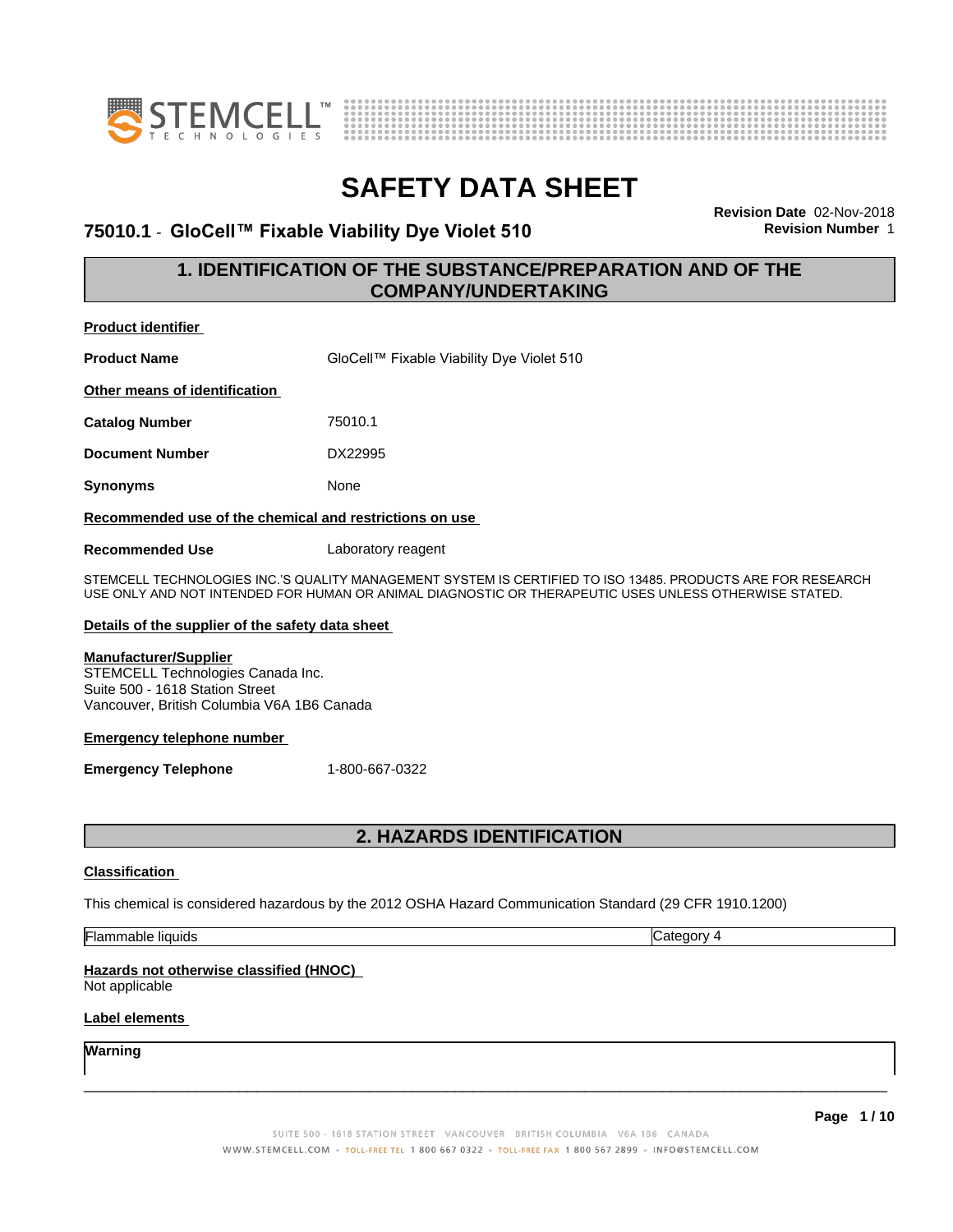# SAFETY DATA SHEET

**75010.1 - GloCell™ Fixable Viability Dye Violet 510**

**Revision Date** 02-Nov-2018
**Revision Number** 1

## 1. IDENTIFICATION OF THE SUBSTANCE/PREPARATION AND OF THE COMPANY/UNDERTAKING

**Product identifier**

**Product Name** GloCell™ Fixable Viability Dye Violet 510

**Other means of identification**

**Catalog Number** 75010.1

**Document Number** DX22995

**Synonyms** None

**Recommended use of the chemical and restrictions on use**

**Recommended Use** Laboratory reagent

STEMCELL TECHNOLOGIES INC.'S QUALITY MANAGEMENT SYSTEM IS CERTIFIED TO ISO 13485. PRODUCTS ARE FOR RESEARCH USE ONLY AND NOT INTENDED FOR HUMAN OR ANIMAL DIAGNOSTIC OR THERAPEUTIC USES UNLESS OTHERWISE STATED.

**Details of the supplier of the safety data sheet**

**Manufacturer/Supplier**
STEMCELL Technologies Canada Inc.
Suite 500 - 1618 Station Street
Vancouver, British Columbia V6A 1B6 Canada

**Emergency telephone number**

**Emergency Telephone** 1-800-667-0322

## 2. HAZARDS IDENTIFICATION

**Classification**

This chemical is considered hazardous by the 2012 OSHA Hazard Communication Standard (29 CFR 1910.1200)

| Flammable liquids | Category 4 |
|---|---|

**Hazards not otherwise classified (HNOC)**
Not applicable

**Label elements**

**Warning**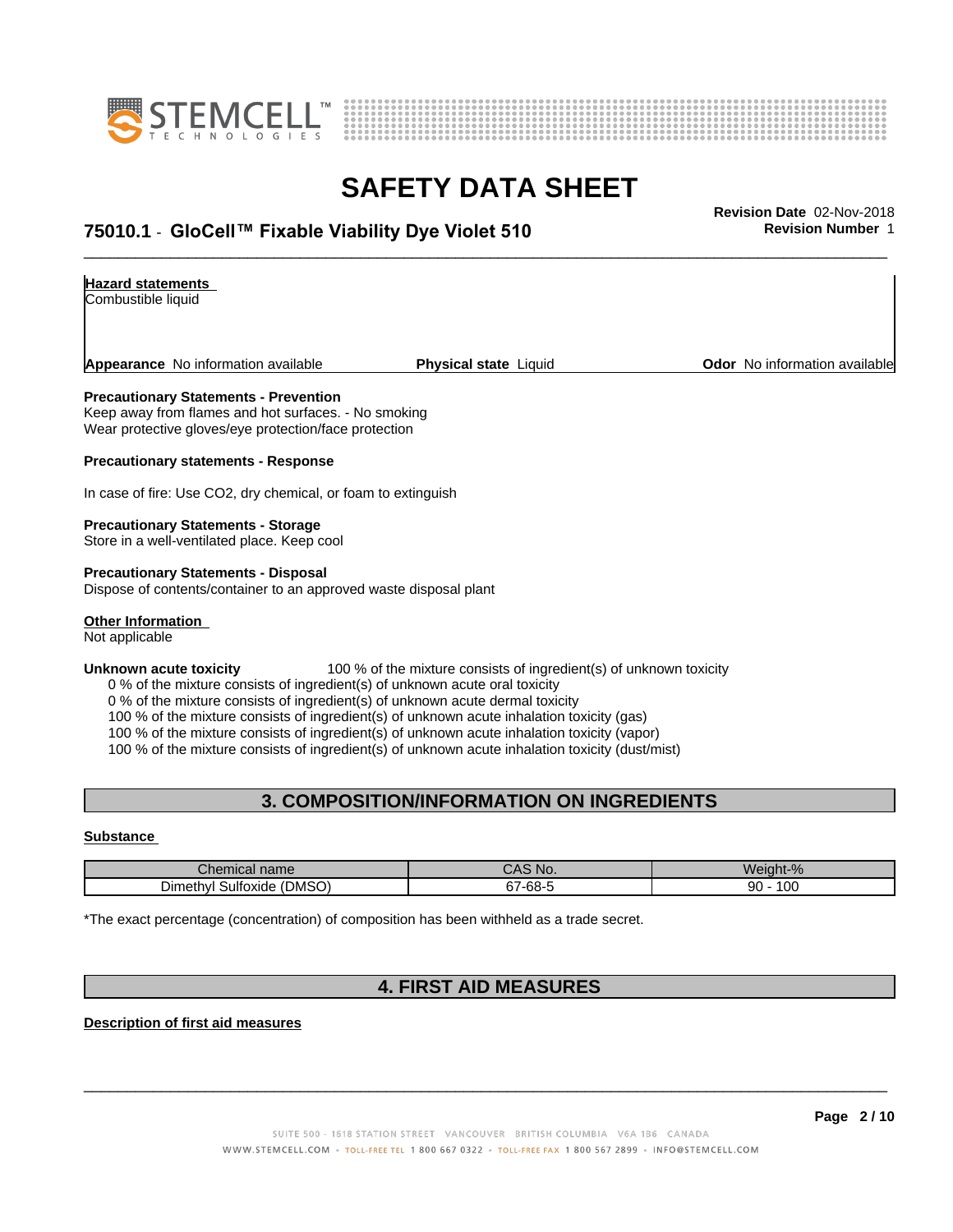**Hazard statements**
Combustible liquid

**Appearance** No information available **Physical state** Liquid **Odor** No information available

**Precautionary Statements - Prevention**
Keep away from flames and hot surfaces. - No smoking
Wear protective gloves/eye protection/face protection

**Precautionary statements - Response**

In case of fire: Use $CO_2$, dry chemical, or foam to extinguish

**Precautionary Statements - Storage**
Store in a well-ventilated place. Keep cool

**Precautionary Statements - Disposal**
Dispose of contents/container to an approved waste disposal plant

**Other Information**
Not applicable

**Unknown acute toxicity** 100 % of the mixture consists of ingredient(s) of unknown toxicity
0 % of the mixture consists of ingredient(s) of unknown acute oral toxicity
0 % of the mixture consists of ingredient(s) of unknown acute dermal toxicity
100 % of the mixture consists of ingredient(s) of unknown acute inhalation toxicity (gas)
100 % of the mixture consists of ingredient(s) of unknown acute inhalation toxicity (vapor)
100 % of the mixture consists of ingredient(s) of unknown acute inhalation toxicity (dust/mist)

## 3. COMPOSITION/INFORMATION ON INGREDIENTS

**Substance**

| Chemical name | CAS No. | Weight-% |
|---|---|---|
| Dimethyl Sulfoxide (DMSO) | 67-68-5 | 90 - 100 |

*The exact percentage (concentration) of composition has been withheld as a trade secret.

## 4. FIRST AID MEASURES

**Description of first aid measures**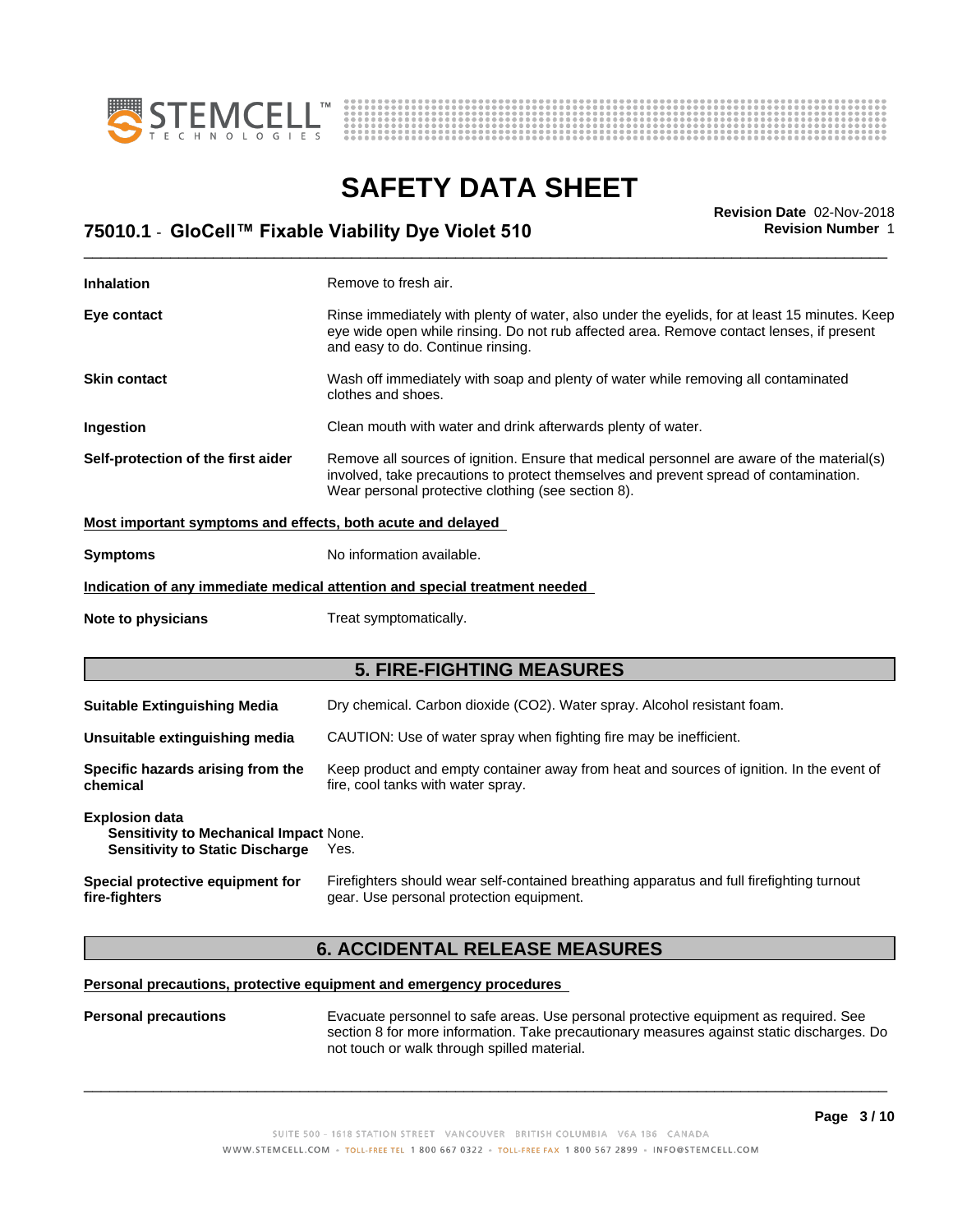**Inhalation** Remove to fresh air.

**Eye contact** Rinse immediately with plenty of water, also under the eyelids, for at least 15 minutes. Keep eye wide open while rinsing. Do not rub affected area. Remove contact lenses, if present and easy to do. Continue rinsing.

**Skin contact** Wash off immediately with soap and plenty of water while removing all contaminated clothes and shoes.

**Ingestion** Clean mouth with water and drink afterwards plenty of water.

**Self-protection of the first aider** Remove all sources of ignition. Ensure that medical personnel are aware of the material(s) involved, take precautions to protect themselves and prevent spread of contamination. Wear personal protective clothing (see section 8).

**Most important symptoms and effects, both acute and delayed**

**Symptoms** No information available.

**Indication of any immediate medical attention and special treatment needed**

**Note to physicians** Treat symptomatically.

## 5. FIRE-FIGHTING MEASURES

**Suitable Extinguishing Media** Dry chemical. Carbon dioxide ($CO_2$). Water spray. Alcohol resistant foam.

**Unsuitable extinguishing media** CAUTION: Use of water spray when fighting fire may be inefficient.

**Specific hazards arising from the chemical** Keep product and empty container away from heat and sources of ignition. In the event of fire, cool tanks with water spray.

**Explosion data**
**Sensitivity to Mechanical Impact** None.
**Sensitivity to Static Discharge** Yes.

**Special protective equipment for fire-fighters** Firefighters should wear self-contained breathing apparatus and full firefighting turnout gear. Use personal protection equipment.

## 6. ACCIDENTAL RELEASE MEASURES

**Personal precautions, protective equipment and emergency procedures**

**Personal precautions** Evacuate personnel to safe areas. Use personal protective equipment as required. See section 8 for more information. Take precautionary measures against static discharges. Do not touch or walk through spilled material.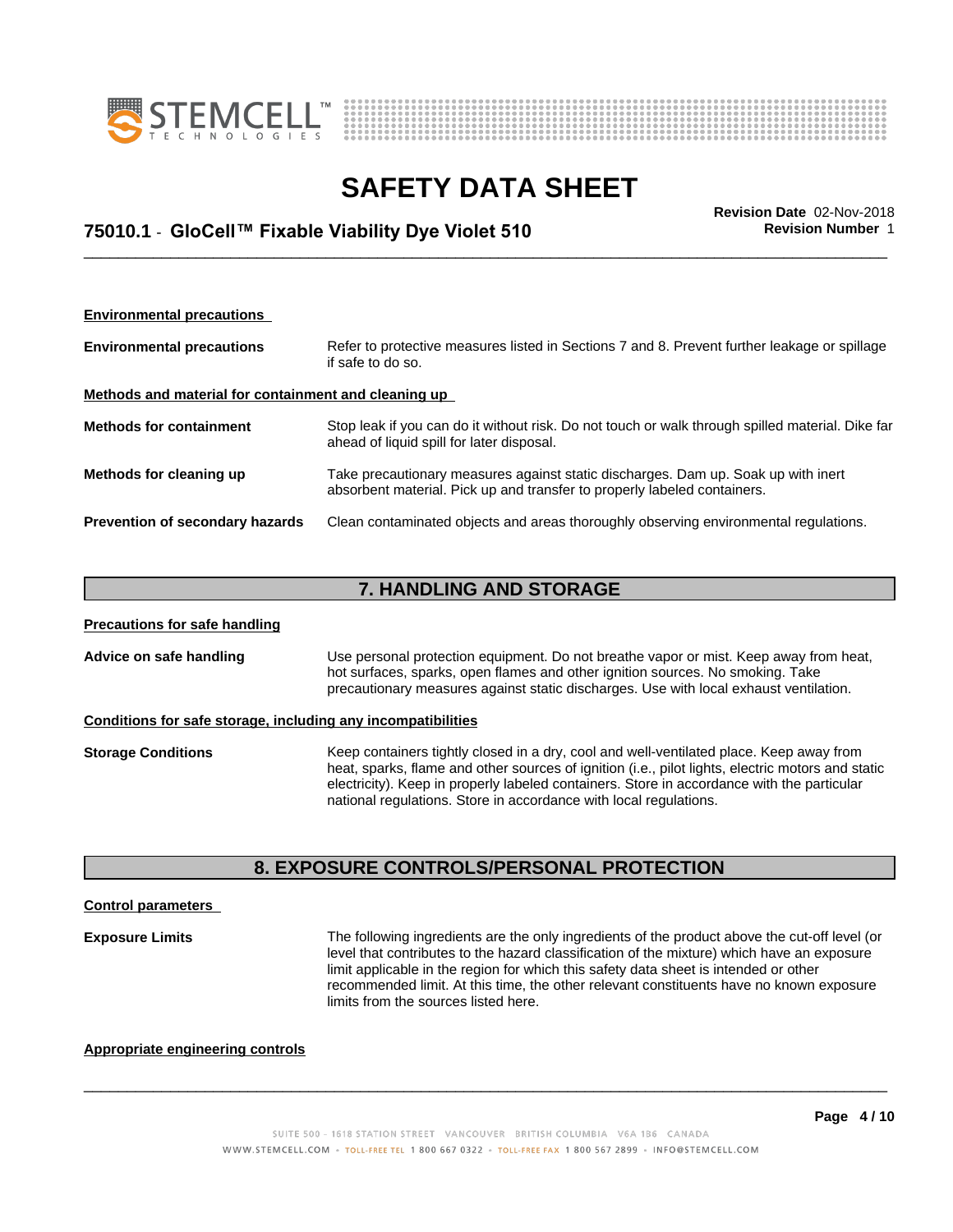#### Environmental precautions

| | |
|---|---|
| **Environmental precautions** | Refer to protective measures listed in Sections 7 and 8. Prevent further leakage or spillage if safe to do so. |

#### Methods and material for containment and cleaning up

| | |
|---|---|
| **Methods for containment** | Stop leak if you can do it without risk. Do not touch or walk through spilled material. Dike far ahead of liquid spill for later disposal. |
| **Methods for cleaning up** | Take precautionary measures against static discharges. Dam up. Soak up with inert absorbent material. Pick up and transfer to properly labeled containers. |
| **Prevention of secondary hazards** | Clean contaminated objects and areas thoroughly observing environmental regulations. |

## 7. HANDLING AND STORAGE

#### Precautions for safe handling

| | |
|---|---|
| **Advice on safe handling** | Use personal protection equipment. Do not breathe vapor or mist. Keep away from heat, hot surfaces, sparks, open flames and other ignition sources. No smoking. Take precautionary measures against static discharges. Use with local exhaust ventilation. |

#### Conditions for safe storage, including any incompatibilities

| | |
|---|---|
| **Storage Conditions** | Keep containers tightly closed in a dry, cool and well-ventilated place. Keep away from heat, sparks, flame and other sources of ignition (i.e., pilot lights, electric motors and static electricity). Keep in properly labeled containers. Store in accordance with the particular national regulations. Store in accordance with local regulations. |

## 8. EXPOSURE CONTROLS/PERSONAL PROTECTION

#### Control parameters

| | |
|---|---|
| **Exposure Limits** | The following ingredients are the only ingredients of the product above the cut-off level (or level that contributes to the hazard classification of the mixture) which have an exposure limit applicable in the region for which this safety data sheet is intended or other recommended limit. At this time, the other relevant constituents have no known exposure limits from the sources listed here. |

#### Appropriate engineering controls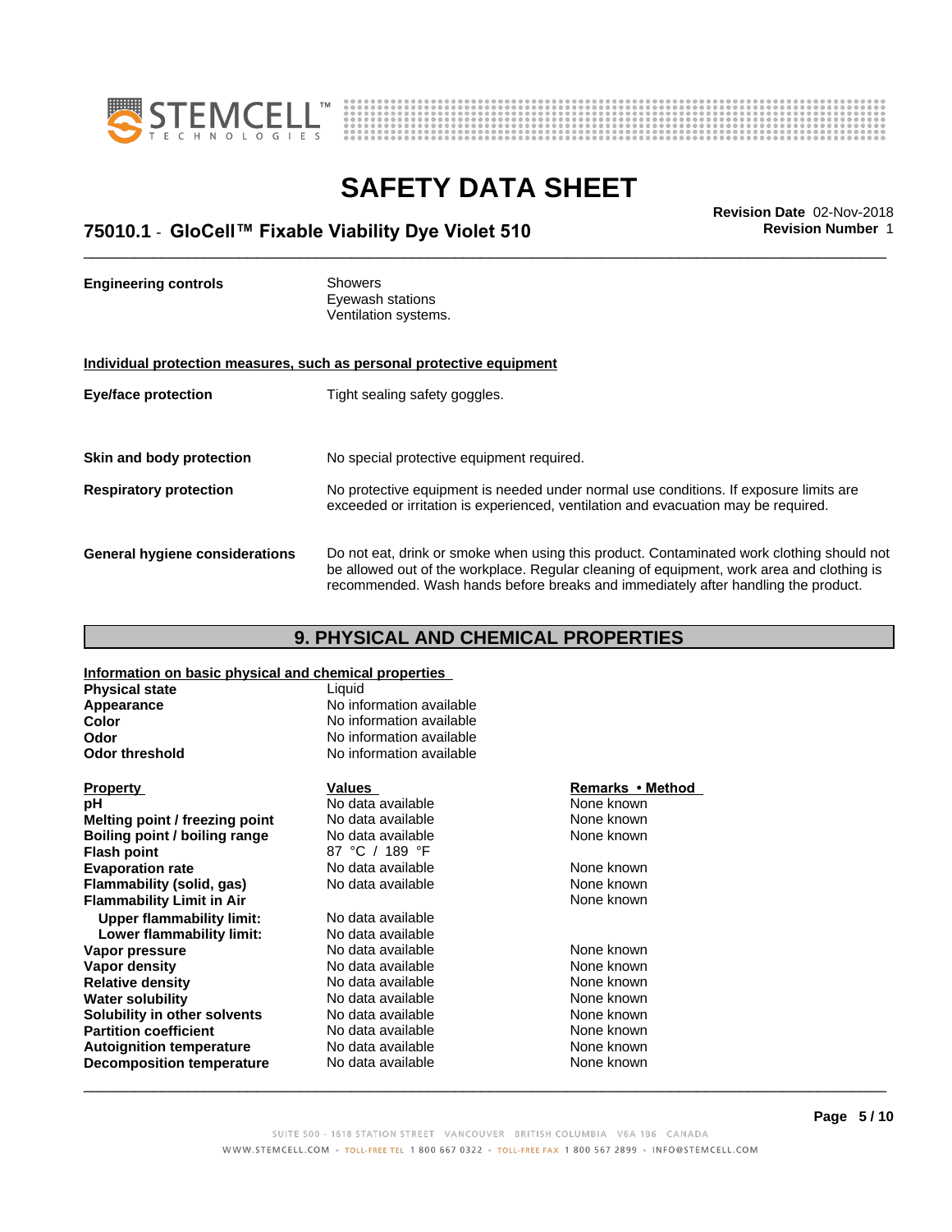| | |
|---|---|
| **Engineering controls** | Showers<br>Eyewash stations<br>Ventilation systems. |

**Individual protection measures, such as personal protective equipment**

| | |
|---|---|
| **Eye/face protection** | Tight sealing safety goggles. |
| **Skin and body protection** | No special protective equipment required. |
| **Respiratory protection** | No protective equipment is needed under normal use conditions. If exposure limits are exceeded or irritation is experienced, ventilation and evacuation may be required. |
| **General hygiene considerations** | Do not eat, drink or smoke when using this product. Contaminated work clothing should not be allowed out of the workplace. Regular cleaning of equipment, work area and clothing is recommended. Wash hands before breaks and immediately after handling the product. |

## 9. PHYSICAL AND CHEMICAL PROPERTIES

**Information on basic physical and chemical properties**

| | |
|---|---|
| **Physical state** | Liquid |
| **Appearance** | No information available |
| **Color** | No information available |
| **Odor** | No information available |
| **Odor threshold** | No information available |

| Property | Values | Remarks • Method |
|---|---|---|
| **pH** | No data available | None known |
| **Melting point / freezing point** | No data available | None known |
| **Boiling point / boiling range** | No data available | None known |
| **Flash point** | 87 °C / 189 °F | |
| **Evaporation rate** | No data available | None known |
| **Flammability (solid, gas)** | No data available | None known |
| **Flammability Limit in Air** | | None known |
| **Upper flammability limit:** | No data available | |
| **Lower flammability limit:** | No data available | |
| **Vapor pressure** | No data available | None known |
| **Vapor density** | No data available | None known |
| **Relative density** | No data available | None known |
| **Water solubility** | No data available | None known |
| **Solubility in other solvents** | No data available | None known |
| **Partition coefficient** | No data available | None known |
| **Autoignition temperature** | No data available | None known |
| **Decomposition temperature** | No data available | None known |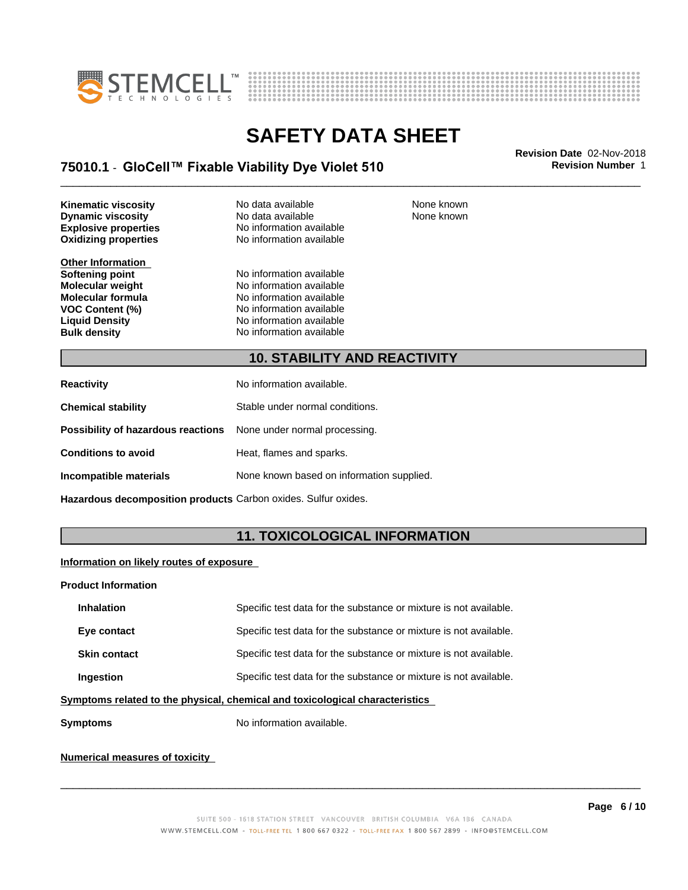| | | |
|---|---|---|
| **Kinematic viscosity** | No data available | None known |
| **Dynamic viscosity** | No data available | None known |
| **Explosive properties** | No information available | |
| **Oxidizing properties** | No information available | |

**Other Information**

| | |
|---|---|
| **Softening point** | No information available |
| **Molecular weight** | No information available |
| **Molecular formula** | No information available |
| **VOC Content (%)** | No information available |
| **Liquid Density** | No information available |
| **Bulk density** | No information available |

## 10. STABILITY AND REACTIVITY

| | |
|---|---|
| **Reactivity** | No information available. |
| **Chemical stability** | Stable under normal conditions. |
| **Possibility of hazardous reactions** | None under normal processing. |
| **Conditions to avoid** | Heat, flames and sparks. |
| **Incompatible materials** | None known based on information supplied. |
| **Hazardous decomposition products** | Carbon oxides. Sulfur oxides. |

## 11. TOXICOLOGICAL INFORMATION

**Information on likely routes of exposure**

**Product Information**

| | |
|---|---|
| **Inhalation** | Specific test data for the substance or mixture is not available. |
| **Eye contact** | Specific test data for the substance or mixture is not available. |
| **Skin contact** | Specific test data for the substance or mixture is not available. |
| **Ingestion** | Specific test data for the substance or mixture is not available. |

**Symptoms related to the physical, chemical and toxicological characteristics**

| | |
|---|---|
| **Symptoms** | No information available. |

**Numerical measures of toxicity**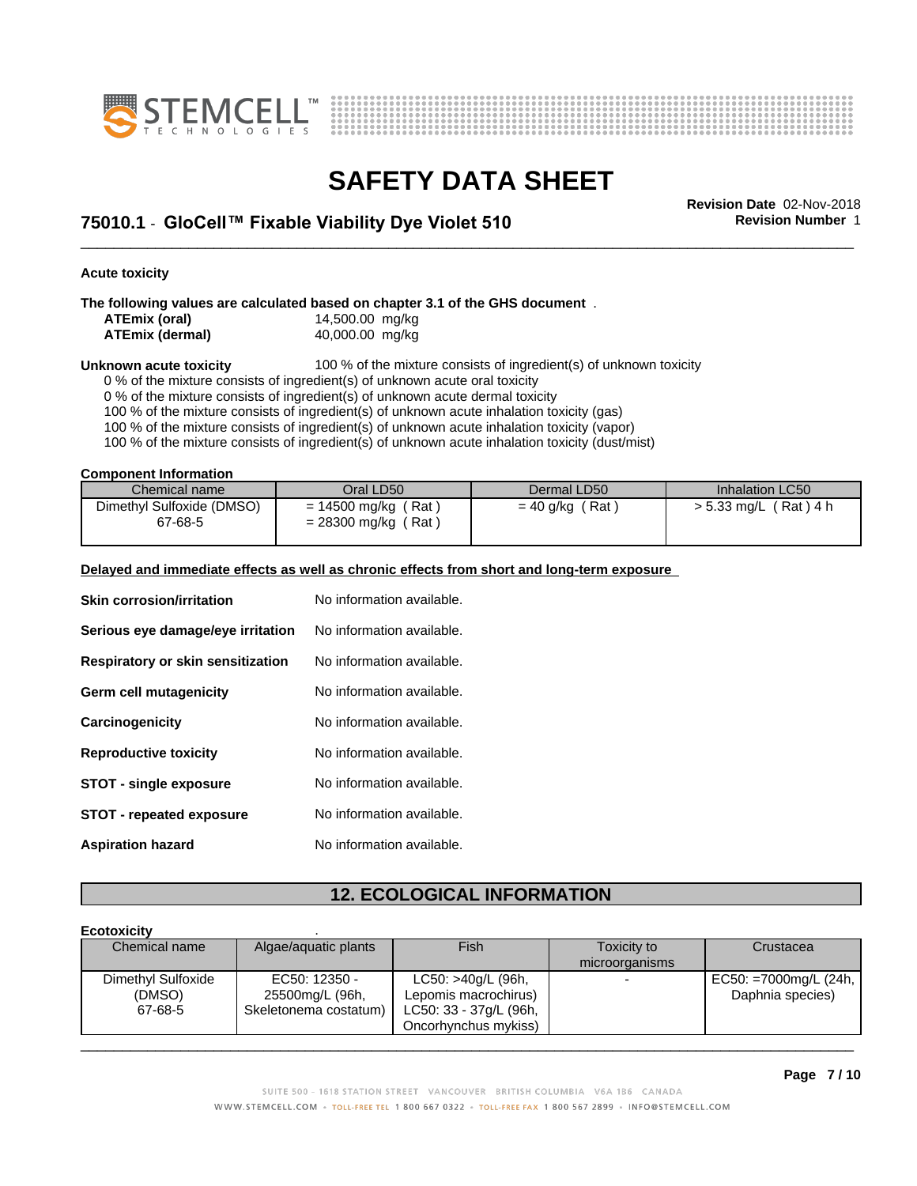### Acute toxicity

**The following values are calculated based on chapter 3.1 of the GHS document** .

| | |
|---|---|
| **ATEmix (oral)** | 14,500.00 mg/kg |
| **ATEmix (dermal)** | 40,000.00 mg/kg |

**Unknown acute toxicity** 100 % of the mixture consists of ingredient(s) of unknown toxicity

0 % of the mixture consists of ingredient(s) of unknown acute oral toxicity
0 % of the mixture consists of ingredient(s) of unknown acute dermal toxicity
100 % of the mixture consists of ingredient(s) of unknown acute inhalation toxicity (gas)
100 % of the mixture consists of ingredient(s) of unknown acute inhalation toxicity (vapor)
100 % of the mixture consists of ingredient(s) of unknown acute inhalation toxicity (dust/mist)

**Component Information**

| Chemical name | Oral LD50 | Dermal LD50 | Inhalation LC50 |
|---|---|---|---|
| Dimethyl Sulfoxide (DMSO) 67-68-5 | = 14500 mg/kg ( Rat ) = 28300 mg/kg ( Rat ) | = 40 g/kg ( Rat ) | > 5.33 mg/L ( Rat ) 4 h |

**Delayed and immediate effects as well as chronic effects from short and long-term exposure**

| | |
|---|---|
| **Skin corrosion/irritation** | No information available. |
| **Serious eye damage/eye irritation** | No information available. |
| **Respiratory or skin sensitization** | No information available. |
| **Germ cell mutagenicity** | No information available. |
| **Carcinogenicity** | No information available. |
| **Reproductive toxicity** | No information available. |
| **STOT - single exposure** | No information available. |
| **STOT - repeated exposure** | No information available. |
| **Aspiration hazard** | No information available. |

## 12. ECOLOGICAL INFORMATION

**Ecotoxicity** .

| Chemical name | Algae/aquatic plants | Fish | Toxicity to microorganisms | Crustacea |
|---|---|---|---|---|
| Dimethyl Sulfoxide (DMSO) 67-68-5 | EC50: 12350 - 25500mg/L (96h, Skeletonema costatum) | LC50: >40g/L (96h, Lepomis macrochirus) LC50: 33 - 37g/L (96h, Oncorhynchus mykiss) | - | EC50: =7000mg/L (24h, Daphnia species) |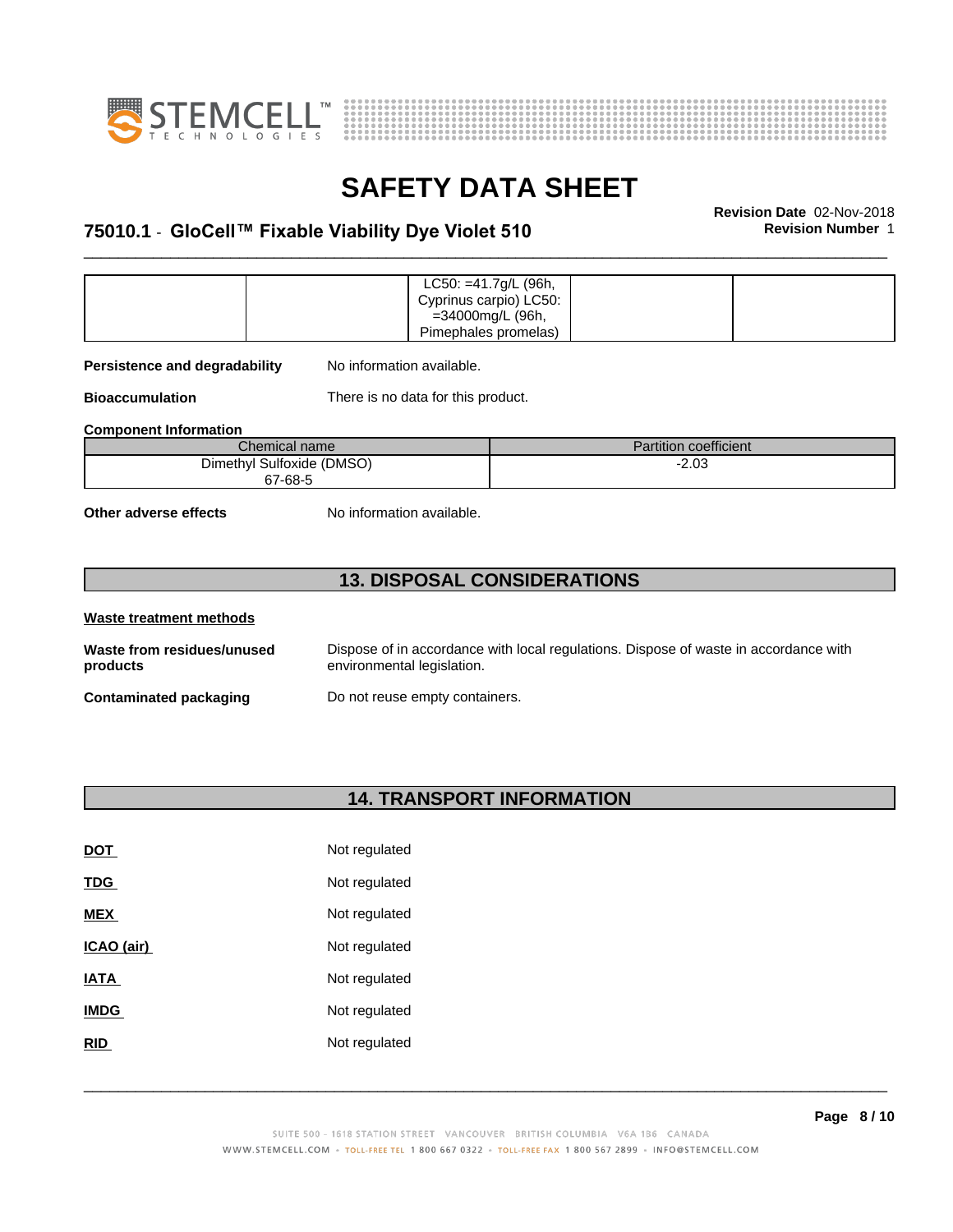| | | LC50: =41.7g/L (96h, Cyprinus carpio) LC50: =34000mg/L (96h, Pimephales promelas) | | |
|---|---|---|---|---|

**Persistence and degradability** No information available.

**Bioaccumulation** There is no data for this product.

**Component Information**

| Chemical name | Partition coefficient |
|---|---|
| Dimethyl Sulfoxide (DMSO) 67-68-5 | -2.03 |

**Other adverse effects** No information available.

## 13. DISPOSAL CONSIDERATIONS

**Waste treatment methods**

**Waste from residues/unused products** Dispose of in accordance with local regulations. Dispose of waste in accordance with environmental legislation.

**Contaminated packaging** Do not reuse empty containers.

## 14. TRANSPORT INFORMATION

**DOT** Not regulated

**TDG** Not regulated

**MEX** Not regulated

**ICAO (air)** Not regulated

**IATA** Not regulated

**IMDG** Not regulated

**RID** Not regulated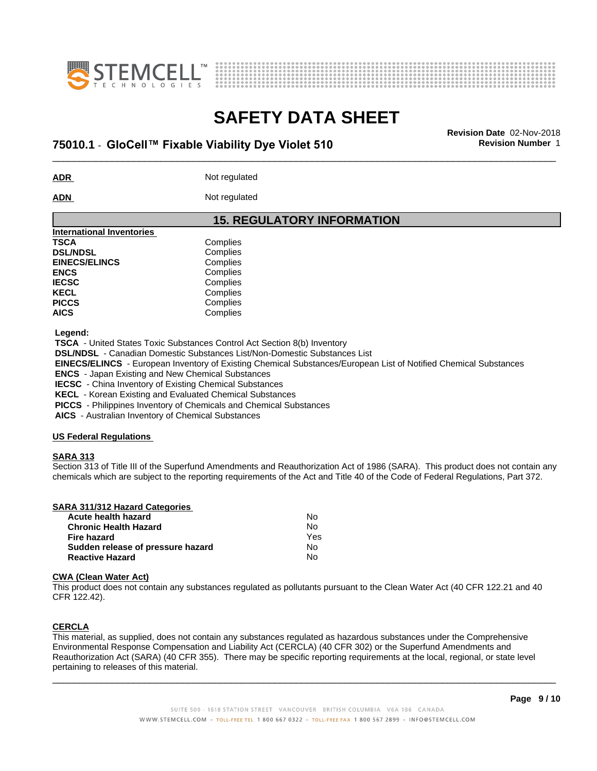**ADR** Not regulated

**ADN** Not regulated

## 15. REGULATORY INFORMATION

**International Inventories**

| | |
|---|---|
| **TSCA** | Complies |
| **DSL/NDSL** | Complies |
| **EINECS/ELINCS** | Complies |
| **ENCS** | Complies |
| **IECSC** | Complies |
| **KECL** | Complies |
| **PICCS** | Complies |
| **AICS** | Complies |

**Legend:**

**TSCA** - United States Toxic Substances Control Act Section 8(b) Inventory
**DSL/NDSL** - Canadian Domestic Substances List/Non-Domestic Substances List
**EINECS/ELINCS** - European Inventory of Existing Chemical Substances/European List of Notified Chemical Substances
**ENCS** - Japan Existing and New Chemical Substances
**IECSC** - China Inventory of Existing Chemical Substances
**KECL** - Korean Existing and Evaluated Chemical Substances
**PICCS** - Philippines Inventory of Chemicals and Chemical Substances
**AICS** - Australian Inventory of Chemical Substances

**US Federal Regulations**

**SARA 313**

Section 313 of Title III of the Superfund Amendments and Reauthorization Act of 1986 (SARA). This product does not contain any chemicals which are subject to the reporting requirements of the Act and Title 40 of the Code of Federal Regulations, Part 372.

**SARA 311/312 Hazard Categories**

| | |
|---|---|
| **Acute health hazard** | No |
| **Chronic Health Hazard** | No |
| **Fire hazard** | Yes |
| **Sudden release of pressure hazard** | No |
| **Reactive Hazard** | No |

**CWA (Clean Water Act)**

This product does not contain any substances regulated as pollutants pursuant to the Clean Water Act (40 CFR 122.21 and 40 CFR 122.42).

**CERCLA**

This material, as supplied, does not contain any substances regulated as hazardous substances under the Comprehensive Environmental Response Compensation and Liability Act (CERCLA) (40 CFR 302) or the Superfund Amendments and Reauthorization Act (SARA) (40 CFR 355). There may be specific reporting requirements at the local, regional, or state level pertaining to releases of this material.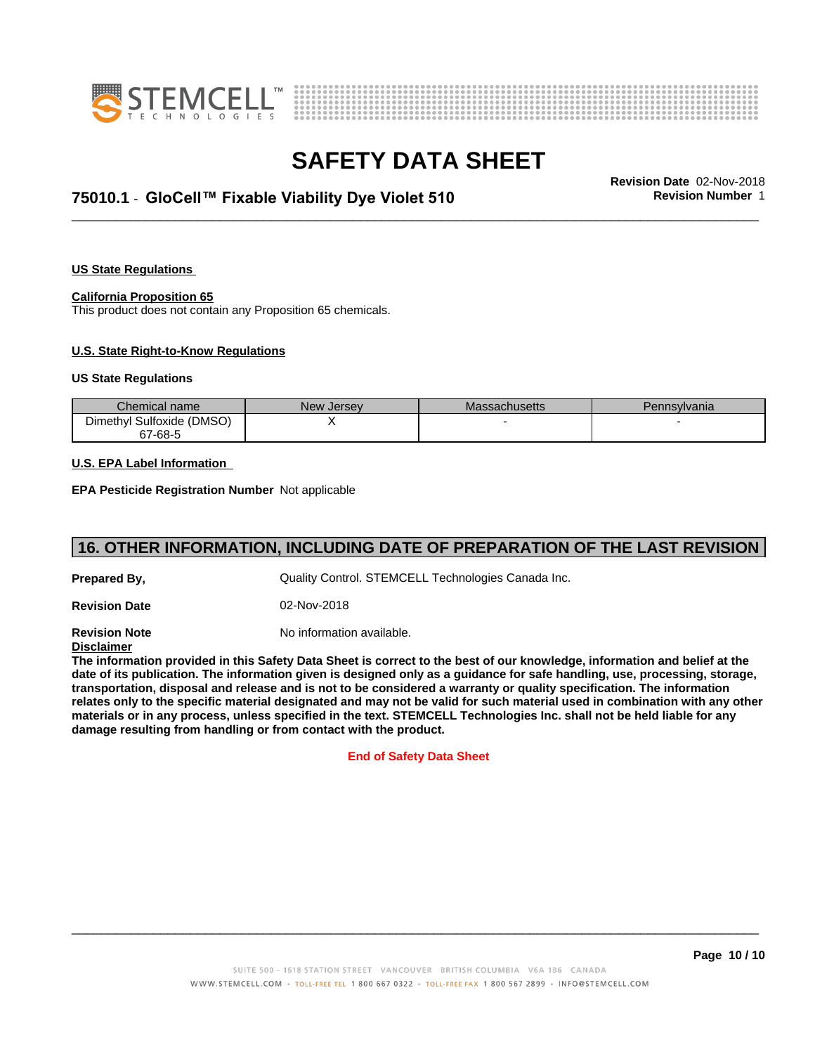#### US State Regulations

#### California Proposition 65

This product does not contain any Proposition 65 chemicals.

#### U.S. State Right-to-Know Regulations

**US State Regulations**

| Chemical name | New Jersey | Massachusetts | Pennsylvania |
|---|---|---|---|
| Dimethyl Sulfoxide (DMSO)<br>67-68-5 | X | - | - |

#### U.S. EPA Label Information

**EPA Pesticide Registration Number** Not applicable

## 16. OTHER INFORMATION, INCLUDING DATE OF PREPARATION OF THE LAST REVISION

**Prepared By,** Quality Control. STEMCELL Technologies Canada Inc.

**Revision Date** 02-Nov-2018

**Revision Note** No information available.

**Disclaimer**

**The information provided in this Safety Data Sheet is correct to the best of our knowledge, information and belief at the date of its publication. The information given is designed only as a guidance for safe handling, use, processing, storage, transportation, disposal and release and is not to be considered a warranty or quality specification. The information relates only to the specific material designated and may not be valid for such material used in combination with any other materials or in any process, unless specified in the text. STEMCELL Technologies Inc. shall not be held liable for any damage resulting from handling or from contact with the product.**

**End of Safety Data Sheet**